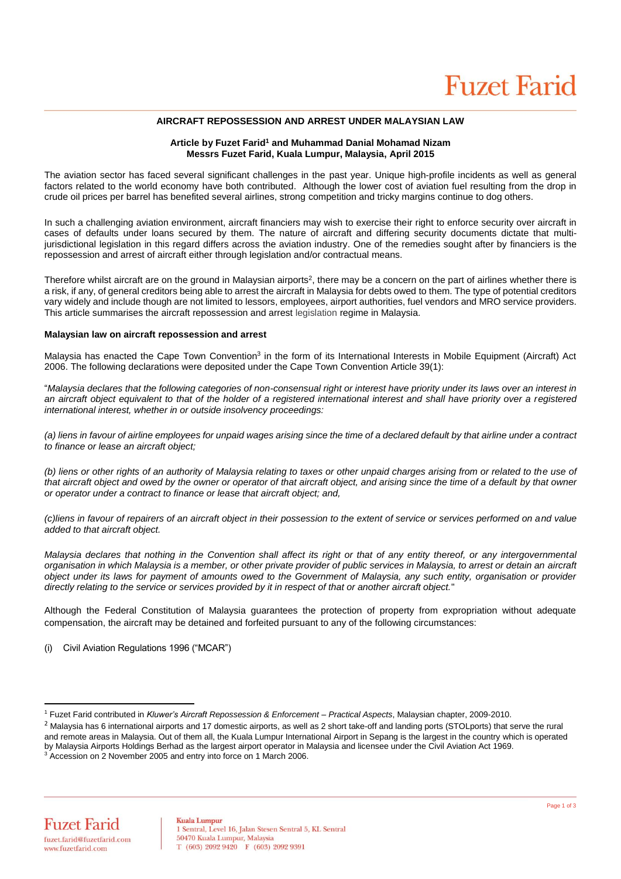# AIRCRAFT REPOSSESSION AND ARREST UNDER MALAYSIAN LAW

**Article by Fuzet Farid[1] and Muhammad Danial Mohamad Nizam**
**Messrs Fuzet Farid, Kuala Lumpur, Malaysia, April 2015**

The aviation sector has faced several significant challenges in the past year. Unique high-profile incidents as well as general factors related to the world economy have both contributed. Although the lower cost of aviation fuel resulting from the drop in crude oil prices per barrel has benefited several airlines, strong competition and tricky margins continue to dog others.

In such a challenging aviation environment, aircraft financiers may wish to exercise their right to enforce security over aircraft in cases of defaults under loans secured by them. The nature of aircraft and differing security documents dictate that multi-jurisdictional legislation in this regard differs across the aviation industry. One of the remedies sought after by financiers is the repossession and arrest of aircraft either through legislation and/or contractual means.

Therefore whilst aircraft are on the ground in Malaysian airports[2], there may be a concern on the part of airlines whether there is a risk, if any, of general creditors being able to arrest the aircraft in Malaysia for debts owed to them. The type of potential creditors vary widely and include though are not limited to lessors, employees, airport authorities, fuel vendors and MRO service providers. This article summarises the aircraft repossession and arrest legislation regime in Malaysia.

**Malaysian law on aircraft repossession and arrest**

Malaysia has enacted the Cape Town Convention[3] in the form of its International Interests in Mobile Equipment (Aircraft) Act 2006. The following declarations were deposited under the Cape Town Convention Article 39(1):

"*Malaysia declares that the following categories of non-consensual right or interest have priority under its laws over an interest in an aircraft object equivalent to that of the holder of a registered international interest and shall have priority over a registered international interest, whether in or outside insolvency proceedings:*

*(a) liens in favour of airline employees for unpaid wages arising since the time of a declared default by that airline under a contract to finance or lease an aircraft object;*

*(b) liens or other rights of an authority of Malaysia relating to taxes or other unpaid charges arising from or related to the use of that aircraft object and owed by the owner or operator of that aircraft object, and arising since the time of a default by that owner or operator under a contract to finance or lease that aircraft object; and,*

*(c)liens in favour of repairers of an aircraft object in their possession to the extent of service or services performed on and value added to that aircraft object.*

*Malaysia declares that nothing in the Convention shall affect its right or that of any entity thereof, or any intergovernmental organisation in which Malaysia is a member, or other private provider of public services in Malaysia, to arrest or detain an aircraft object under its laws for payment of amounts owed to the Government of Malaysia, any such entity, organisation or provider directly relating to the service or services provided by it in respect of that or another aircraft object.*"

Although the Federal Constitution of Malaysia guarantees the protection of property from expropriation without adequate compensation, the aircraft may be detained and forfeited pursuant to any of the following circumstances:

(i) Civil Aviation Regulations 1996 ("MCAR")

---

[1] Fuzet Farid contributed in *Kluwer's Aircraft Repossession & Enforcement – Practical Aspects*, Malaysian chapter, 2009-2010.

[2] Malaysia has 6 international airports and 17 domestic airports, as well as 2 short take-off and landing ports (STOLports) that serve the rural and remote areas in Malaysia. Out of them all, the Kuala Lumpur International Airport in Sepang is the largest in the country which is operated by Malaysia Airports Holdings Berhad as the largest airport operator in Malaysia and licensee under the Civil Aviation Act 1969.

[3] Accession on 2 November 2005 and entry into force on 1 March 2006.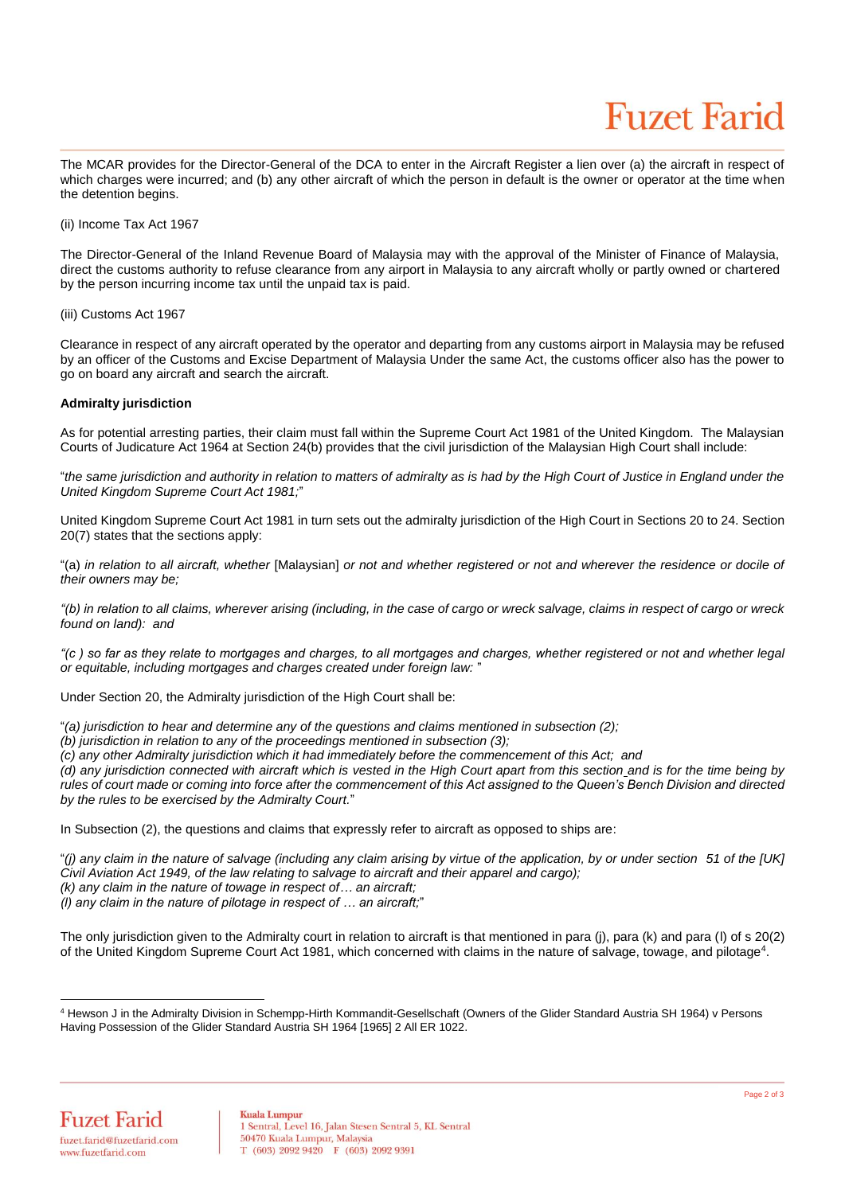The MCAR provides for the Director-General of the DCA to enter in the Aircraft Register a lien over (a) the aircraft in respect of which charges were incurred; and (b) any other aircraft of which the person in default is the owner or operator at the time when the detention begins.

(ii) Income Tax Act 1967

The Director-General of the Inland Revenue Board of Malaysia may with the approval of the Minister of Finance of Malaysia, direct the customs authority to refuse clearance from any airport in Malaysia to any aircraft wholly or partly owned or chartered by the person incurring income tax until the unpaid tax is paid.

(iii) Customs Act 1967

Clearance in respect of any aircraft operated by the operator and departing from any customs airport in Malaysia may be refused by an officer of the Customs and Excise Department of Malaysia Under the same Act, the customs officer also has the power to go on board any aircraft and search the aircraft.

**Admiralty jurisdiction**

As for potential arresting parties, their claim must fall within the Supreme Court Act 1981 of the United Kingdom. The Malaysian Courts of Judicature Act 1964 at Section 24(b) provides that the civil jurisdiction of the Malaysian High Court shall include:

"*the same jurisdiction and authority in relation to matters of admiralty as is had by the High Court of Justice in England under the United Kingdom Supreme Court Act 1981;*"

United Kingdom Supreme Court Act 1981 in turn sets out the admiralty jurisdiction of the High Court in Sections 20 to 24. Section 20(7) states that the sections apply:

"(a) *in relation to all aircraft, whether* [Malaysian] *or not and whether registered or not and wherever the residence or docile of their owners may be;*

*"(b) in relation to all claims, wherever arising (including, in the case of cargo or wreck salvage, claims in respect of cargo or wreck found on land): and*

*"(c ) so far as they relate to mortgages and charges, to all mortgages and charges, whether registered or not and whether legal or equitable, including mortgages and charges created under foreign law: "*

Under Section 20, the Admiralty jurisdiction of the High Court shall be:

"*(a) jurisdiction to hear and determine any of the questions and claims mentioned in subsection (2);*
*(b) jurisdiction in relation to any of the proceedings mentioned in subsection (3);*
*(c) any other Admiralty jurisdiction which it had immediately before the commencement of this Act; and*
*(d) any jurisdiction connected with aircraft which is vested in the High Court apart from this section and is for the time being by rules of court made or coming into force after the commencement of this Act assigned to the Queen's Bench Division and directed by the rules to be exercised by the Admiralty Court.*"

In Subsection (2), the questions and claims that expressly refer to aircraft as opposed to ships are:

"*(j) any claim in the nature of salvage (including any claim arising by virtue of the application, by or under section 51 of the [UK] Civil Aviation Act 1949, of the law relating to salvage to aircraft and their apparel and cargo);*
*(k) any claim in the nature of towage in respect of… an aircraft;*
*(l) any claim in the nature of pilotage in respect of … an aircraft;*"

The only jurisdiction given to the Admiralty court in relation to aircraft is that mentioned in para (j), para (k) and para (l) of s 20(2) of the United Kingdom Supreme Court Act 1981, which concerned with claims in the nature of salvage, towage, and pilotage[4].

[4] Hewson J in the Admiralty Division in Schempp-Hirth Kommandit-Gesellschaft (Owners of the Glider Standard Austria SH 1964) v Persons Having Possession of the Glider Standard Austria SH 1964 [1965] 2 All ER 1022.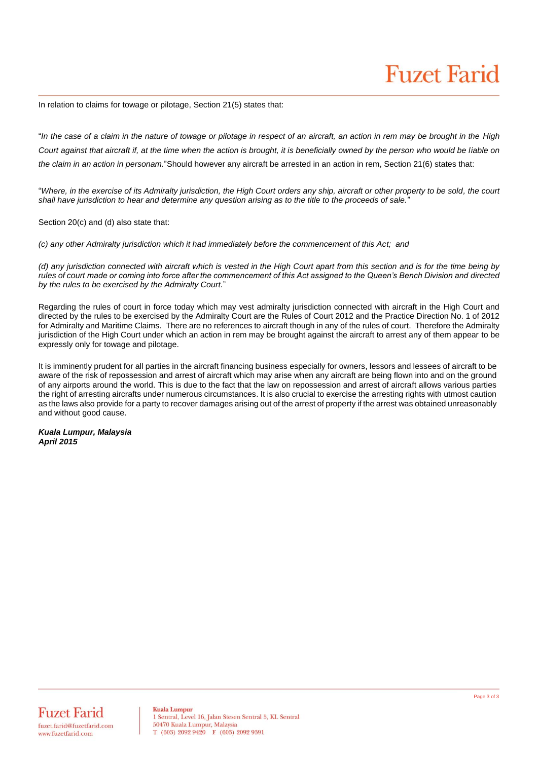In relation to claims for towage or pilotage, Section 21(5) states that:

"*In the case of a claim in the nature of towage or pilotage in respect of an aircraft, an action in rem may be brought in the High Court against that aircraft if, at the time when the action is brought, it is beneficially owned by the person who would be liable on the claim in an action in personam.*"Should however any aircraft be arrested in an action in rem, Section 21(6) states that:

"*Where, in the exercise of its Admiralty jurisdiction, the High Court orders any ship, aircraft or other property to be sold, the court shall have jurisdiction to hear and determine any question arising as to the title to the proceeds of sale.*"

Section 20(c) and (d) also state that:

*(c) any other Admiralty jurisdiction which it had immediately before the commencement of this Act; and*

*(d) any jurisdiction connected with aircraft which is vested in the High Court apart from this section and is for the time being by rules of court made or coming into force after the commencement of this Act assigned to the Queen's Bench Division and directed by the rules to be exercised by the Admiralty Court.*"

Regarding the rules of court in force today which may vest admiralty jurisdiction connected with aircraft in the High Court and directed by the rules to be exercised by the Admiralty Court are the Rules of Court 2012 and the Practice Direction No. 1 of 2012 for Admiralty and Maritime Claims. There are no references to aircraft though in any of the rules of court. Therefore the Admiralty jurisdiction of the High Court under which an action in rem may be brought against the aircraft to arrest any of them appear to be expressly only for towage and pilotage.

It is imminently prudent for all parties in the aircraft financing business especially for owners, lessors and lessees of aircraft to be aware of the risk of repossession and arrest of aircraft which may arise when any aircraft are being flown into and on the ground of any airports around the world. This is due to the fact that the law on repossession and arrest of aircraft allows various parties the right of arresting aircrafts under numerous circumstances. It is also crucial to exercise the arresting rights with utmost caution as the laws also provide for a party to recover damages arising out of the arrest of property if the arrest was obtained unreasonably and without good cause.

***Kuala Lumpur, Malaysia***
***April 2015***